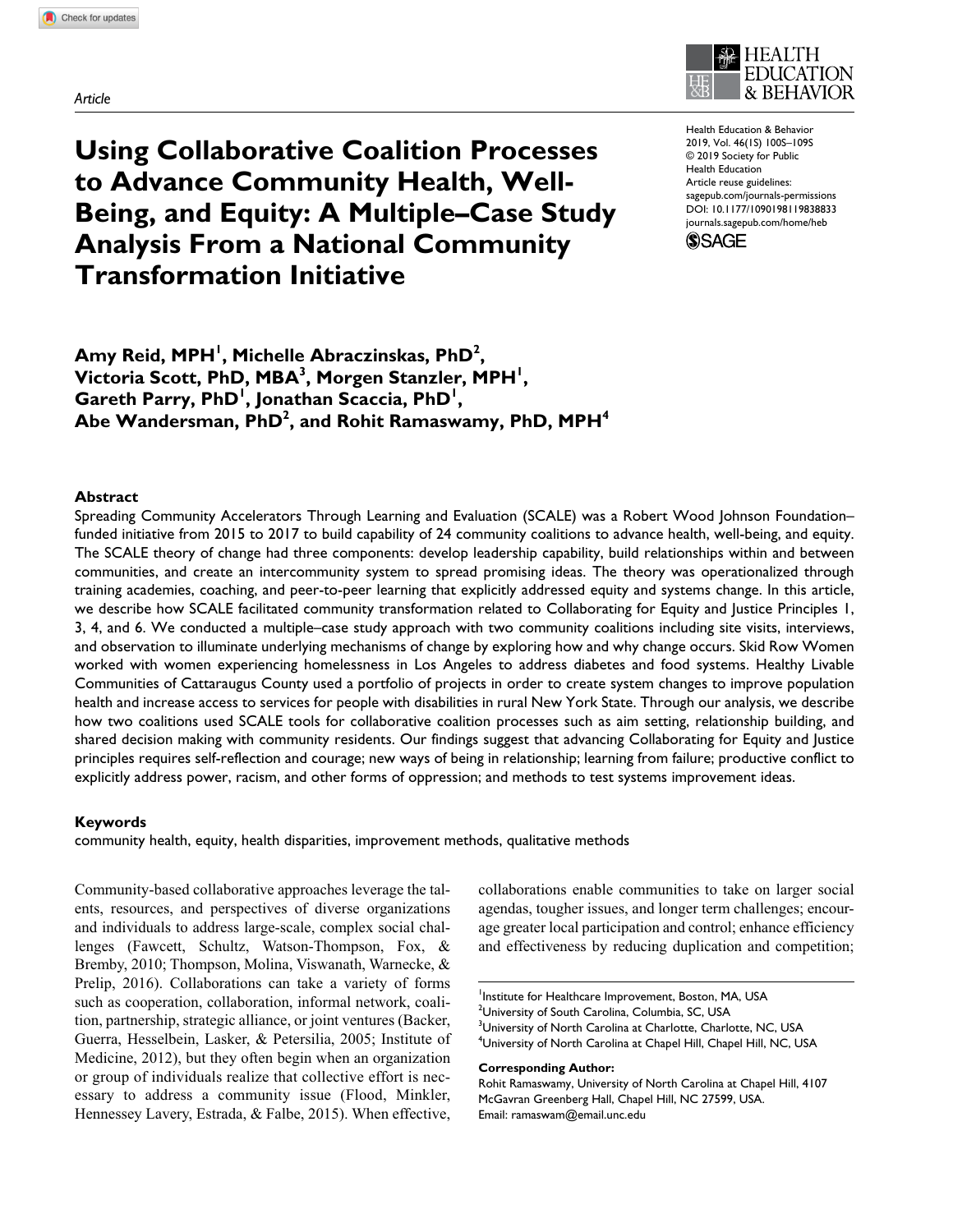*Article*

# Using Collaborative Coalition Processes to Advance Community Health, Well-Being, and Equity: A Multiple–Case Study Analysis From a National Community Transformation Initiative

Health Education & Behavior
2019, Vol. 46(1S) 100S–109S
© 2019 Society for Public Health Education
Article reuse guidelines: sagepub.com/journals-permissions
DOI: 10.1177/1090198119838833
journals.sagepub.com/home/heb

**Amy Reid, MPH[1], Michelle Abraczinskas, PhD[2], Victoria Scott, PhD, MBA[3], Morgen Stanzler, MPH[1], Gareth Parry, PhD[1], Jonathan Scaccia, PhD[1], Abe Wandersman, PhD[2], and Rohit Ramaswamy, PhD, MPH[4]**

## Abstract

Spreading Community Accelerators Through Learning and Evaluation (SCALE) was a Robert Wood Johnson Foundation–funded initiative from 2015 to 2017 to build capability of 24 community coalitions to advance health, well-being, and equity. The SCALE theory of change had three components: develop leadership capability, build relationships within and between communities, and create an intercommunity system to spread promising ideas. The theory was operationalized through training academies, coaching, and peer-to-peer learning that explicitly addressed equity and systems change. In this article, we describe how SCALE facilitated community transformation related to Collaborating for Equity and Justice Principles 1, 3, 4, and 6. We conducted a multiple–case study approach with two community coalitions including site visits, interviews, and observation to illuminate underlying mechanisms of change by exploring how and why change occurs. Skid Row Women worked with women experiencing homelessness in Los Angeles to address diabetes and food systems. Healthy Livable Communities of Cattaraugus County used a portfolio of projects in order to create system changes to improve population health and increase access to services for people with disabilities in rural New York State. Through our analysis, we describe how two coalitions used SCALE tools for collaborative coalition processes such as aim setting, relationship building, and shared decision making with community residents. Our findings suggest that advancing Collaborating for Equity and Justice principles requires self-reflection and courage; new ways of being in relationship; learning from failure; productive conflict to explicitly address power, racism, and other forms of oppression; and methods to test systems improvement ideas.

### Keywords

community health, equity, health disparities, improvement methods, qualitative methods

Community-based collaborative approaches leverage the talents, resources, and perspectives of diverse organizations and individuals to address large-scale, complex social challenges (Fawcett, Schultz, Watson-Thompson, Fox, & Bremby, 2010; Thompson, Molina, Viswanath, Warnecke, & Prelip, 2016). Collaborations can take a variety of forms such as cooperation, collaboration, informal network, coalition, partnership, strategic alliance, or joint ventures (Backer, Guerra, Hesselbein, Lasker, & Petersilia, 2005; Institute of Medicine, 2012), but they often begin when an organization or group of individuals realize that collective effort is necessary to address a community issue (Flood, Minkler, Hennessey Lavery, Estrada, & Falbe, 2015). When effective, collaborations enable communities to take on larger social agendas, tougher issues, and longer term challenges; encourage greater local participation and control; enhance efficiency and effectiveness by reducing duplication and competition;

[1]Institute for Healthcare Improvement, Boston, MA, USA
[2]University of South Carolina, Columbia, SC, USA
[3]University of North Carolina at Charlotte, Charlotte, NC, USA
[4]University of North Carolina at Chapel Hill, Chapel Hill, NC, USA

**Corresponding Author:**
Rohit Ramaswamy, University of North Carolina at Chapel Hill, 4107 McGavran Greenberg Hall, Chapel Hill, NC 27599, USA.
Email: ramaswam@email.unc.edu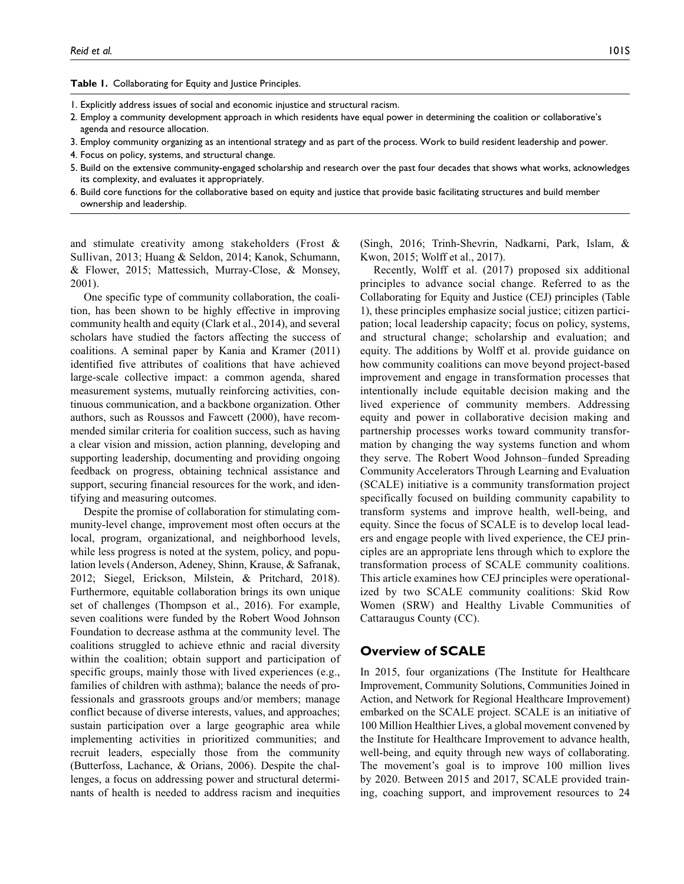**Table 1.** Collaborating for Equity and Justice Principles.

1. Explicitly address issues of social and economic injustice and structural racism.
2. Employ a community development approach in which residents have equal power in determining the coalition or collaborative's agenda and resource allocation.
3. Employ community organizing as an intentional strategy and as part of the process. Work to build resident leadership and power.
4. Focus on policy, systems, and structural change.
5. Build on the extensive community-engaged scholarship and research over the past four decades that shows what works, acknowledges its complexity, and evaluates it appropriately.
6. Build core functions for the collaborative based on equity and justice that provide basic facilitating structures and build member ownership and leadership.

and stimulate creativity among stakeholders (Frost & Sullivan, 2013; Huang & Seldon, 2014; Kanok, Schumann, & Flower, 2015; Mattessich, Murray-Close, & Monsey, 2001).

One specific type of community collaboration, the coalition, has been shown to be highly effective in improving community health and equity (Clark et al., 2014), and several scholars have studied the factors affecting the success of coalitions. A seminal paper by Kania and Kramer (2011) identified five attributes of coalitions that have achieved large-scale collective impact: a common agenda, shared measurement systems, mutually reinforcing activities, continuous communication, and a backbone organization. Other authors, such as Roussos and Fawcett (2000), have recommended similar criteria for coalition success, such as having a clear vision and mission, action planning, developing and supporting leadership, documenting and providing ongoing feedback on progress, obtaining technical assistance and support, securing financial resources for the work, and identifying and measuring outcomes.

Despite the promise of collaboration for stimulating community-level change, improvement most often occurs at the local, program, organizational, and neighborhood levels, while less progress is noted at the system, policy, and population levels (Anderson, Adeney, Shinn, Krause, & Safranak, 2012; Siegel, Erickson, Milstein, & Pritchard, 2018). Furthermore, equitable collaboration brings its own unique set of challenges (Thompson et al., 2016). For example, seven coalitions were funded by the Robert Wood Johnson Foundation to decrease asthma at the community level. The coalitions struggled to achieve ethnic and racial diversity within the coalition; obtain support and participation of specific groups, mainly those with lived experiences (e.g., families of children with asthma); balance the needs of professionals and grassroots groups and/or members; manage conflict because of diverse interests, values, and approaches; sustain participation over a large geographic area while implementing activities in prioritized communities; and recruit leaders, especially those from the community (Butterfoss, Lachance, & Orians, 2006). Despite the challenges, a focus on addressing power and structural determinants of health is needed to address racism and inequities (Singh, 2016; Trinh-Shevrin, Nadkarni, Park, Islam, & Kwon, 2015; Wolff et al., 2017).

Recently, Wolff et al. (2017) proposed six additional principles to advance social change. Referred to as the Collaborating for Equity and Justice (CEJ) principles (Table 1), these principles emphasize social justice; citizen participation; local leadership capacity; focus on policy, systems, and structural change; scholarship and evaluation; and equity. The additions by Wolff et al. provide guidance on how community coalitions can move beyond project-based improvement and engage in transformation processes that intentionally include equitable decision making and the lived experience of community members. Addressing equity and power in collaborative decision making and partnership processes works toward community transformation by changing the way systems function and whom they serve. The Robert Wood Johnson–funded Spreading Community Accelerators Through Learning and Evaluation (SCALE) initiative is a community transformation project specifically focused on building community capability to transform systems and improve health, well-being, and equity. Since the focus of SCALE is to develop local leaders and engage people with lived experience, the CEJ principles are an appropriate lens through which to explore the transformation process of SCALE community coalitions. This article examines how CEJ principles were operationalized by two SCALE community coalitions: Skid Row Women (SRW) and Healthy Livable Communities of Cattaraugus County (CC).

## Overview of SCALE

In 2015, four organizations (The Institute for Healthcare Improvement, Community Solutions, Communities Joined in Action, and Network for Regional Healthcare Improvement) embarked on the SCALE project. SCALE is an initiative of 100 Million Healthier Lives, a global movement convened by the Institute for Healthcare Improvement to advance health, well-being, and equity through new ways of collaborating. The movement's goal is to improve 100 million lives by 2020. Between 2015 and 2017, SCALE provided training, coaching support, and improvement resources to 24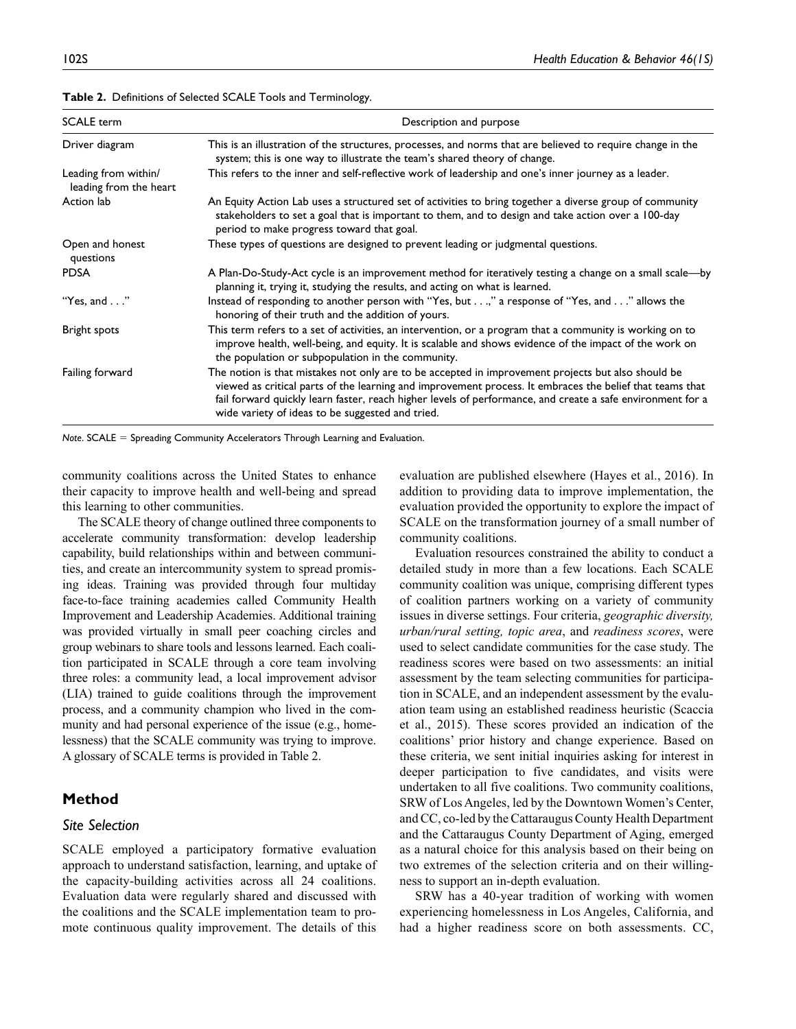**Table 2.** Definitions of Selected SCALE Tools and Terminology.

| SCALE term | Description and purpose |
|---|---|
| Driver diagram | This is an illustration of the structures, processes, and norms that are believed to require change in the system; this is one way to illustrate the team's shared theory of change. |
| Leading from within/ leading from the heart | This refers to the inner and self-reflective work of leadership and one's inner journey as a leader. |
| Action lab | An Equity Action Lab uses a structured set of activities to bring together a diverse group of community stakeholders to set a goal that is important to them, and to design and take action over a 100-day period to make progress toward that goal. |
| Open and honest questions | These types of questions are designed to prevent leading or judgmental questions. |
| PDSA | A Plan-Do-Study-Act cycle is an improvement method for iteratively testing a change on a small scale—by planning it, trying it, studying the results, and acting on what is learned. |
| "Yes, and . . ." | Instead of responding to another person with "Yes, but . . .," a response of "Yes, and . . ." allows the honoring of their truth and the addition of yours. |
| Bright spots | This term refers to a set of activities, an intervention, or a program that a community is working on to improve health, well-being, and equity. It is scalable and shows evidence of the impact of the work on the population or subpopulation in the community. |
| Failing forward | The notion is that mistakes not only are to be accepted in improvement projects but also should be viewed as critical parts of the learning and improvement process. It embraces the belief that teams that fail forward quickly learn faster, reach higher levels of performance, and create a safe environment for a wide variety of ideas to be suggested and tried. |

*Note*. SCALE = Spreading Community Accelerators Through Learning and Evaluation.

community coalitions across the United States to enhance their capacity to improve health and well-being and spread this learning to other communities.

The SCALE theory of change outlined three components to accelerate community transformation: develop leadership capability, build relationships within and between communities, and create an intercommunity system to spread promising ideas. Training was provided through four multiday face-to-face training academies called Community Health Improvement and Leadership Academies. Additional training was provided virtually in small peer coaching circles and group webinars to share tools and lessons learned. Each coalition participated in SCALE through a core team involving three roles: a community lead, a local improvement advisor (LIA) trained to guide coalitions through the improvement process, and a community champion who lived in the community and had personal experience of the issue (e.g., homelessness) that the SCALE community was trying to improve. A glossary of SCALE terms is provided in Table 2.

## Method

### Site Selection

SCALE employed a participatory formative evaluation approach to understand satisfaction, learning, and uptake of the capacity-building activities across all 24 coalitions. Evaluation data were regularly shared and discussed with the coalitions and the SCALE implementation team to promote continuous quality improvement. The details of this evaluation are published elsewhere (Hayes et al., 2016). In addition to providing data to improve implementation, the evaluation provided the opportunity to explore the impact of SCALE on the transformation journey of a small number of community coalitions.

Evaluation resources constrained the ability to conduct a detailed study in more than a few locations. Each SCALE community coalition was unique, comprising different types of coalition partners working on a variety of community issues in diverse settings. Four criteria, *geographic diversity, urban/rural setting, topic area*, and *readiness scores*, were used to select candidate communities for the case study. The readiness scores were based on two assessments: an initial assessment by the team selecting communities for participation in SCALE, and an independent assessment by the evaluation team using an established readiness heuristic (Scaccia et al., 2015). These scores provided an indication of the coalitions' prior history and change experience. Based on these criteria, we sent initial inquiries asking for interest in deeper participation to five candidates, and visits were undertaken to all five coalitions. Two community coalitions, SRW of Los Angeles, led by the Downtown Women's Center, and CC, co-led by the Cattaraugus County Health Department and the Cattaraugus County Department of Aging, emerged as a natural choice for this analysis based on their being on two extremes of the selection criteria and on their willingness to support an in-depth evaluation.

SRW has a 40-year tradition of working with women experiencing homelessness in Los Angeles, California, and had a higher readiness score on both assessments. CC,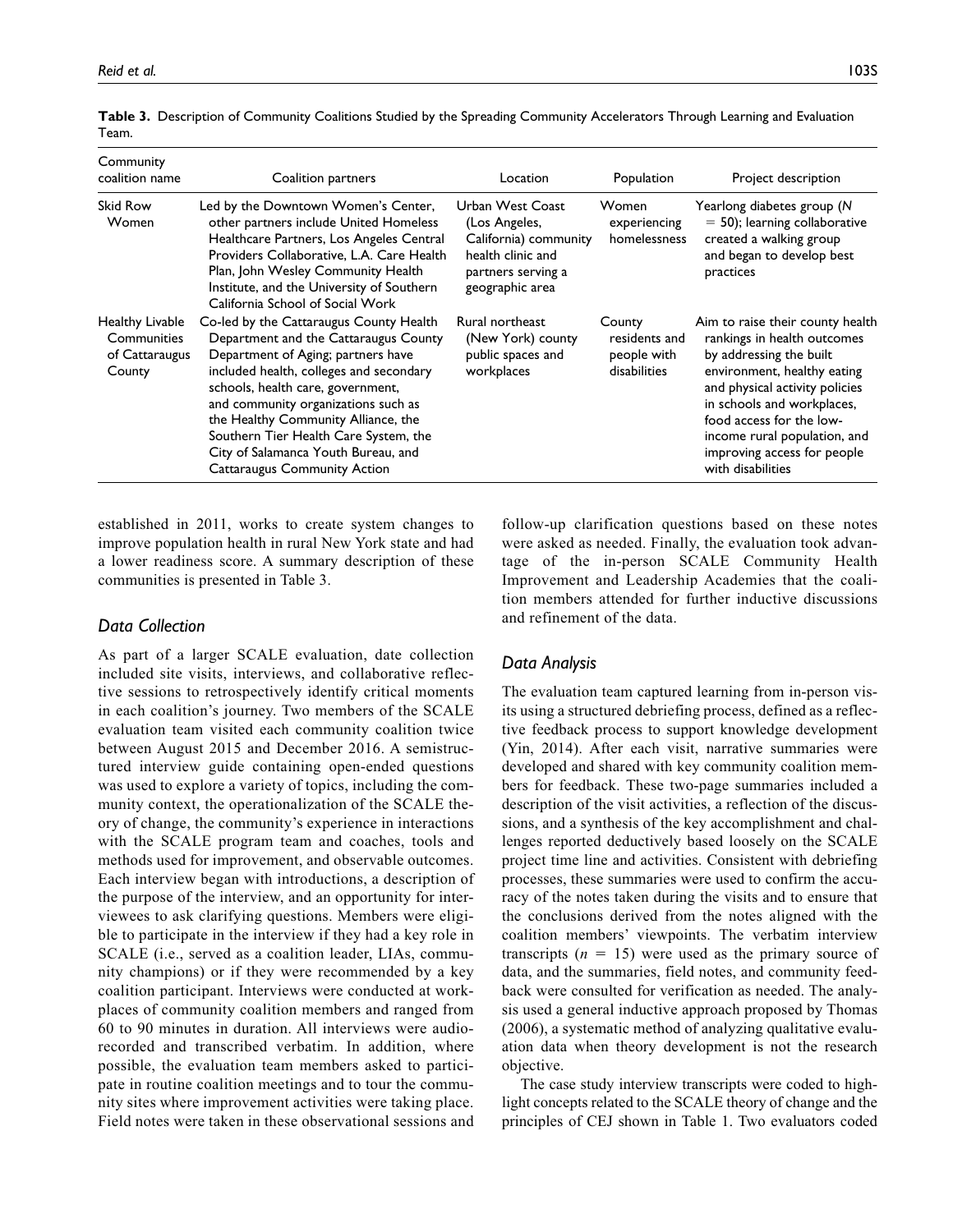**Table 3.** Description of Community Coalitions Studied by the Spreading Community Accelerators Through Learning and Evaluation Team.

| Community coalition name | Coalition partners | Location | Population | Project description |
|---|---|---|---|---|
| Skid Row Women | Led by the Downtown Women's Center, other partners include United Homeless Healthcare Partners, Los Angeles Central Providers Collaborative, L.A. Care Health Plan, John Wesley Community Health Institute, and the University of Southern California School of Social Work | Urban West Coast (Los Angeles, California) community health clinic and partners serving a geographic area | Women experiencing homelessness | Yearlong diabetes group ($N = 50$); learning collaborative created a walking group and began to develop best practices |
| Healthy Livable Communities of Cattaraugus County | Co-led by the Cattaraugus County Health Department and the Cattaraugus County Department of Aging; partners have included health, colleges and secondary schools, health care, government, and community organizations such as the Healthy Community Alliance, the Southern Tier Health Care System, the City of Salamanca Youth Bureau, and Cattaraugus Community Action | Rural northeast (New York) county public spaces and workplaces | County residents and people with disabilities | Aim to raise their county health rankings in health outcomes by addressing the built environment, healthy eating and physical activity policies in schools and workplaces, food access for the low-income rural population, and improving access for people with disabilities |

established in 2011, works to create system changes to improve population health in rural New York state and had a lower readiness score. A summary description of these communities is presented in Table 3.

### Data Collection

As part of a larger SCALE evaluation, date collection included site visits, interviews, and collaborative reflective sessions to retrospectively identify critical moments in each coalition's journey. Two members of the SCALE evaluation team visited each community coalition twice between August 2015 and December 2016. A semistructured interview guide containing open-ended questions was used to explore a variety of topics, including the community context, the operationalization of the SCALE theory of change, the community's experience in interactions with the SCALE program team and coaches, tools and methods used for improvement, and observable outcomes. Each interview began with introductions, a description of the purpose of the interview, and an opportunity for interviewees to ask clarifying questions. Members were eligible to participate in the interview if they had a key role in SCALE (i.e., served as a coalition leader, LIAs, community champions) or if they were recommended by a key coalition participant. Interviews were conducted at workplaces of community coalition members and ranged from 60 to 90 minutes in duration. All interviews were audio-recorded and transcribed verbatim. In addition, where possible, the evaluation team members asked to participate in routine coalition meetings and to tour the community sites where improvement activities were taking place. Field notes were taken in these observational sessions and follow-up clarification questions based on these notes were asked as needed. Finally, the evaluation took advantage of the in-person SCALE Community Health Improvement and Leadership Academies that the coalition members attended for further inductive discussions and refinement of the data.

### Data Analysis

The evaluation team captured learning from in-person visits using a structured debriefing process, defined as a reflective feedback process to support knowledge development (Yin, 2014). After each visit, narrative summaries were developed and shared with key community coalition members for feedback. These two-page summaries included a description of the visit activities, a reflection of the discussions, and a synthesis of the key accomplishment and challenges reported deductively based loosely on the SCALE project time line and activities. Consistent with debriefing processes, these summaries were used to confirm the accuracy of the notes taken during the visits and to ensure that the conclusions derived from the notes aligned with the coalition members' viewpoints. The verbatim interview transcripts ($n = 15$) were used as the primary source of data, and the summaries, field notes, and community feedback were consulted for verification as needed. The analysis used a general inductive approach proposed by Thomas (2006), a systematic method of analyzing qualitative evaluation data when theory development is not the research objective.

The case study interview transcripts were coded to highlight concepts related to the SCALE theory of change and the principles of CEJ shown in Table 1. Two evaluators coded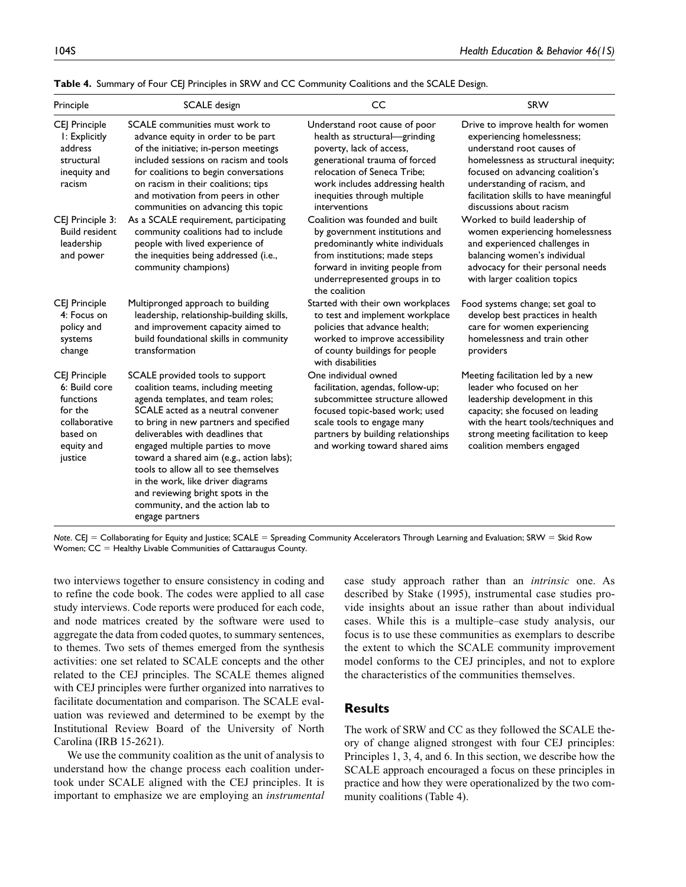**Table 4.** Summary of Four CEJ Principles in SRW and CC Community Coalitions and the SCALE Design.

| Principle | SCALE design | CC | SRW |
|---|---|---|---|
| CEJ Principle 1: Explicitly address structural inequity and racism | SCALE communities must work to advance equity in order to be part of the initiative; in-person meetings included sessions on racism and tools for coalitions to begin conversations on racism in their coalitions; tips and motivation from peers in other communities on advancing this topic | Understand root cause of poor health as structural—grinding poverty, lack of access, generational trauma of forced relocation of Seneca Tribe; work includes addressing health inequities through multiple interventions | Drive to improve health for women experiencing homelessness; understand root causes of homelessness as structural inequity; focused on advancing coalition's understanding of racism, and facilitation skills to have meaningful discussions about racism |
| CEJ Principle 3: Build resident leadership and power | As a SCALE requirement, participating community coalitions had to include people with lived experience of the inequities being addressed (i.e., community champions) | Coalition was founded and built by government institutions and predominantly white individuals from institutions; made steps forward in inviting people from underrepresented groups in to the coalition | Worked to build leadership of women experiencing homelessness and experienced challenges in balancing women's individual advocacy for their personal needs with larger coalition topics |
| CEJ Principle 4: Focus on policy and systems change | Multipronged approach to building leadership, relationship-building skills, and improvement capacity aimed to build foundational skills in community transformation | Started with their own workplaces to test and implement workplace policies that advance health; worked to improve accessibility of county buildings for people with disabilities | Food systems change; set goal to develop best practices in health care for women experiencing homelessness and train other providers |
| CEJ Principle 6: Build core functions for the collaborative based on equity and justice | SCALE provided tools to support coalition teams, including meeting agenda templates, and team roles; SCALE acted as a neutral convener to bring in new partners and specified deliverables with deadlines that engaged multiple parties to move toward a shared aim (e.g., action labs); tools to allow all to see themselves in the work, like driver diagrams and reviewing bright spots in the community, and the action lab to engage partners | One individual owned facilitation, agendas, follow-up; subcommittee structure allowed focused topic-based work; used scale tools to engage many partners by building relationships and working toward shared aims | Meeting facilitation led by a new leader who focused on her leadership development in this capacity; she focused on leading with the heart tools/techniques and strong meeting facilitation to keep coalition members engaged |

*Note.* CEJ = Collaborating for Equity and Justice; SCALE = Spreading Community Accelerators Through Learning and Evaluation; SRW = Skid Row Women; CC = Healthy Livable Communities of Cattaraugus County.

two interviews together to ensure consistency in coding and to refine the code book. The codes were applied to all case study interviews. Code reports were produced for each code, and node matrices created by the software were used to aggregate the data from coded quotes, to summary sentences, to themes. Two sets of themes emerged from the synthesis activities: one set related to SCALE concepts and the other related to the CEJ principles. The SCALE themes aligned with CEJ principles were further organized into narratives to facilitate documentation and comparison. The SCALE evaluation was reviewed and determined to be exempt by the Institutional Review Board of the University of North Carolina (IRB 15-2621).

We use the community coalition as the unit of analysis to understand how the change process each coalition undertook under SCALE aligned with the CEJ principles. It is important to emphasize we are employing an *instrumental* case study approach rather than an *intrinsic* one. As described by Stake (1995), instrumental case studies provide insights about an issue rather than about individual cases. While this is a multiple–case study analysis, our focus is to use these communities as exemplars to describe the extent to which the SCALE community improvement model conforms to the CEJ principles, and not to explore the characteristics of the communities themselves.

## Results

The work of SRW and CC as they followed the SCALE theory of change aligned strongest with four CEJ principles: Principles 1, 3, 4, and 6. In this section, we describe how the SCALE approach encouraged a focus on these principles in practice and how they were operationalized by the two community coalitions (Table 4).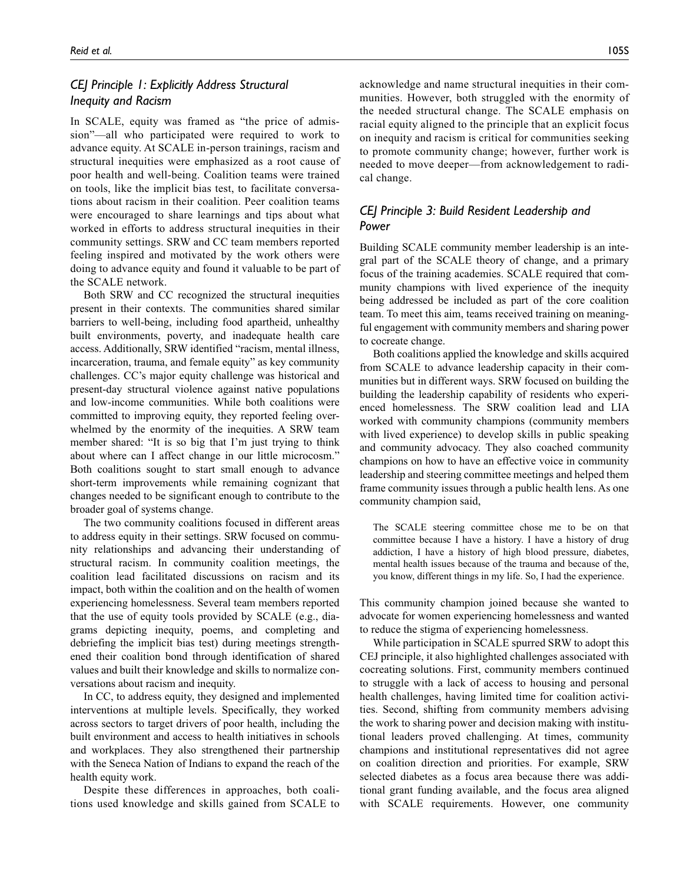### CEJ Principle 1: Explicitly Address Structural Inequity and Racism

In SCALE, equity was framed as "the price of admission"—all who participated were required to work to advance equity. At SCALE in-person trainings, racism and structural inequities were emphasized as a root cause of poor health and well-being. Coalition teams were trained on tools, like the implicit bias test, to facilitate conversations about racism in their coalition. Peer coalition teams were encouraged to share learnings and tips about what worked in efforts to address structural inequities in their community settings. SRW and CC team members reported feeling inspired and motivated by the work others were doing to advance equity and found it valuable to be part of the SCALE network.

Both SRW and CC recognized the structural inequities present in their contexts. The communities shared similar barriers to well-being, including food apartheid, unhealthy built environments, poverty, and inadequate health care access. Additionally, SRW identified "racism, mental illness, incarceration, trauma, and female equity" as key community challenges. CC's major equity challenge was historical and present-day structural violence against native populations and low-income communities. While both coalitions were committed to improving equity, they reported feeling overwhelmed by the enormity of the inequities. A SRW team member shared: "It is so big that I'm just trying to think about where can I affect change in our little microcosm." Both coalitions sought to start small enough to advance short-term improvements while remaining cognizant that changes needed to be significant enough to contribute to the broader goal of systems change.

The two community coalitions focused in different areas to address equity in their settings. SRW focused on community relationships and advancing their understanding of structural racism. In community coalition meetings, the coalition lead facilitated discussions on racism and its impact, both within the coalition and on the health of women experiencing homelessness. Several team members reported that the use of equity tools provided by SCALE (e.g., diagrams depicting inequity, poems, and completing and debriefing the implicit bias test) during meetings strengthened their coalition bond through identification of shared values and built their knowledge and skills to normalize conversations about racism and inequity.

In CC, to address equity, they designed and implemented interventions at multiple levels. Specifically, they worked across sectors to target drivers of poor health, including the built environment and access to health initiatives in schools and workplaces. They also strengthened their partnership with the Seneca Nation of Indians to expand the reach of the health equity work.

Despite these differences in approaches, both coalitions used knowledge and skills gained from SCALE to acknowledge and name structural inequities in their communities. However, both struggled with the enormity of the needed structural change. The SCALE emphasis on racial equity aligned to the principle that an explicit focus on inequity and racism is critical for communities seeking to promote community change; however, further work is needed to move deeper—from acknowledgement to radical change.

### CEJ Principle 3: Build Resident Leadership and Power

Building SCALE community member leadership is an integral part of the SCALE theory of change, and a primary focus of the training academies. SCALE required that community champions with lived experience of the inequity being addressed be included as part of the core coalition team. To meet this aim, teams received training on meaningful engagement with community members and sharing power to cocreate change.

Both coalitions applied the knowledge and skills acquired from SCALE to advance leadership capacity in their communities but in different ways. SRW focused on building the building the leadership capability of residents who experienced homelessness. The SRW coalition lead and LIA worked with community champions (community members with lived experience) to develop skills in public speaking and community advocacy. They also coached community champions on how to have an effective voice in community leadership and steering committee meetings and helped them frame community issues through a public health lens. As one community champion said,

> The SCALE steering committee chose me to be on that committee because I have a history. I have a history of drug addiction, I have a history of high blood pressure, diabetes, mental health issues because of the trauma and because of the, you know, different things in my life. So, I had the experience.

This community champion joined because she wanted to advocate for women experiencing homelessness and wanted to reduce the stigma of experiencing homelessness.

While participation in SCALE spurred SRW to adopt this CEJ principle, it also highlighted challenges associated with cocreating solutions. First, community members continued to struggle with a lack of access to housing and personal health challenges, having limited time for coalition activities. Second, shifting from community members advising the work to sharing power and decision making with institutional leaders proved challenging. At times, community champions and institutional representatives did not agree on coalition direction and priorities. For example, SRW selected diabetes as a focus area because there was additional grant funding available, and the focus area aligned with SCALE requirements. However, one community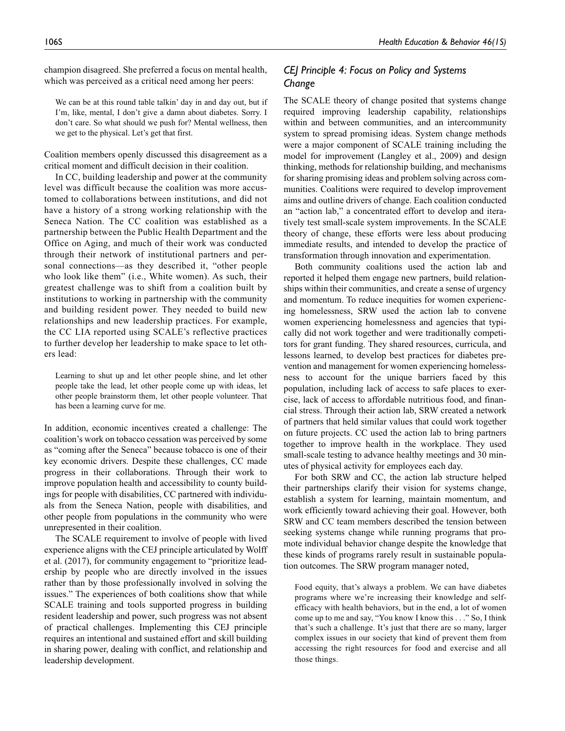champion disagreed. She preferred a focus on mental health, which was perceived as a critical need among her peers:

> We can be at this round table talkin' day in and day out, but if I'm, like, mental, I don't give a damn about diabetes. Sorry. I don't care. So what should we push for? Mental wellness, then we get to the physical. Let's get that first.

Coalition members openly discussed this disagreement as a critical moment and difficult decision in their coalition.

In CC, building leadership and power at the community level was difficult because the coalition was more accustomed to collaborations between institutions, and did not have a history of a strong working relationship with the Seneca Nation. The CC coalition was established as a partnership between the Public Health Department and the Office on Aging, and much of their work was conducted through their network of institutional partners and personal connections—as they described it, "other people who look like them" (i.e., White women). As such, their greatest challenge was to shift from a coalition built by institutions to working in partnership with the community and building resident power. They needed to build new relationships and new leadership practices. For example, the CC LIA reported using SCALE's reflective practices to further develop her leadership to make space to let others lead:

> Learning to shut up and let other people shine, and let other people take the lead, let other people come up with ideas, let other people brainstorm them, let other people volunteer. That has been a learning curve for me.

In addition, economic incentives created a challenge: The coalition's work on tobacco cessation was perceived by some as "coming after the Seneca" because tobacco is one of their key economic drivers. Despite these challenges, CC made progress in their collaborations. Through their work to improve population health and accessibility to county buildings for people with disabilities, CC partnered with individuals from the Seneca Nation, people with disabilities, and other people from populations in the community who were unrepresented in their coalition.

The SCALE requirement to involve of people with lived experience aligns with the CEJ principle articulated by Wolff et al. (2017), for community engagement to "prioritize leadership by people who are directly involved in the issues rather than by those professionally involved in solving the issues." The experiences of both coalitions show that while SCALE training and tools supported progress in building resident leadership and power, such progress was not absent of practical challenges. Implementing this CEJ principle requires an intentional and sustained effort and skill building in sharing power, dealing with conflict, and relationship and leadership development.

### *CEJ Principle 4: Focus on Policy and Systems Change*

The SCALE theory of change posited that systems change required improving leadership capability, relationships within and between communities, and an intercommunity system to spread promising ideas. System change methods were a major component of SCALE training including the model for improvement (Langley et al., 2009) and design thinking, methods for relationship building, and mechanisms for sharing promising ideas and problem solving across communities. Coalitions were required to develop improvement aims and outline drivers of change. Each coalition conducted an "action lab," a concentrated effort to develop and iteratively test small-scale system improvements. In the SCALE theory of change, these efforts were less about producing immediate results, and intended to develop the practice of transformation through innovation and experimentation.

Both community coalitions used the action lab and reported it helped them engage new partners, build relationships within their communities, and create a sense of urgency and momentum. To reduce inequities for women experiencing homelessness, SRW used the action lab to convene women experiencing homelessness and agencies that typically did not work together and were traditionally competitors for grant funding. They shared resources, curricula, and lessons learned, to develop best practices for diabetes prevention and management for women experiencing homelessness to account for the unique barriers faced by this population, including lack of access to safe places to exercise, lack of access to affordable nutritious food, and financial stress. Through their action lab, SRW created a network of partners that held similar values that could work together on future projects. CC used the action lab to bring partners together to improve health in the workplace. They used small-scale testing to advance healthy meetings and 30 minutes of physical activity for employees each day.

For both SRW and CC, the action lab structure helped their partnerships clarify their vision for systems change, establish a system for learning, maintain momentum, and work efficiently toward achieving their goal. However, both SRW and CC team members described the tension between seeking systems change while running programs that promote individual behavior change despite the knowledge that these kinds of programs rarely result in sustainable population outcomes. The SRW program manager noted,

> Food equity, that's always a problem. We can have diabetes programs where we're increasing their knowledge and self-efficacy with health behaviors, but in the end, a lot of women come up to me and say, "You know I know this . . ." So, I think that's such a challenge. It's just that there are so many, larger complex issues in our society that kind of prevent them from accessing the right resources for food and exercise and all those things.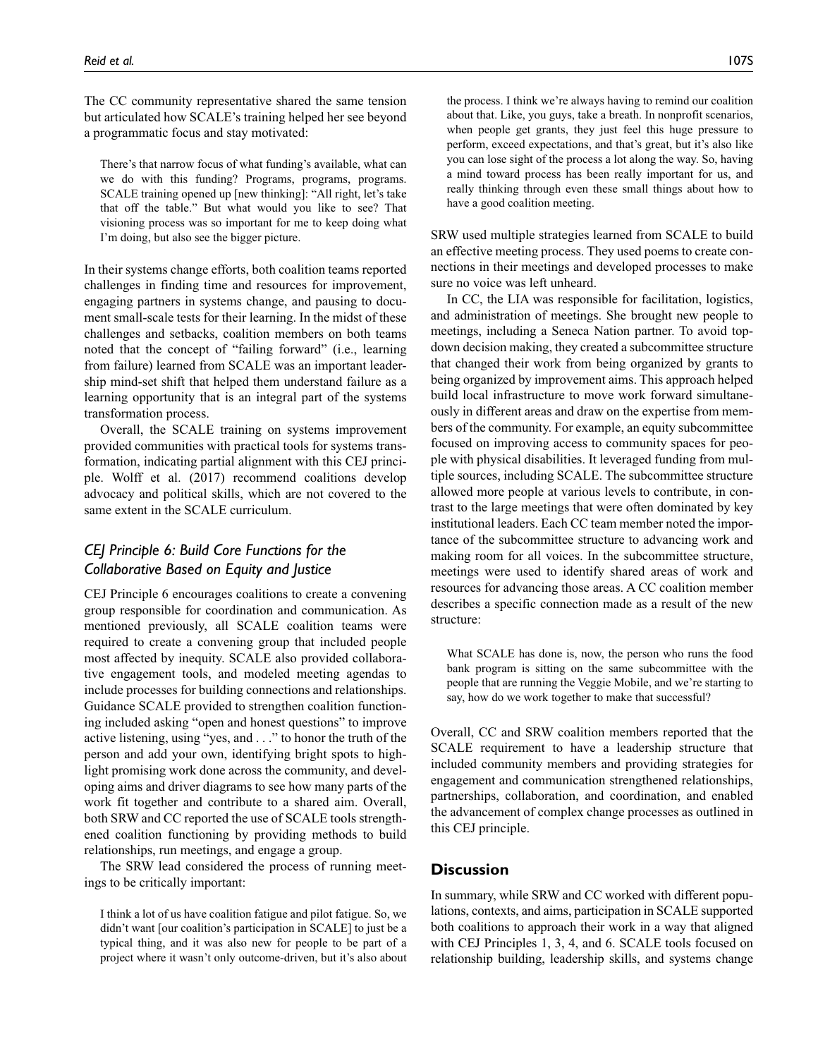The CC community representative shared the same tension but articulated how SCALE's training helped her see beyond a programmatic focus and stay motivated:

> There's that narrow focus of what funding's available, what can we do with this funding? Programs, programs, programs. SCALE training opened up [new thinking]: "All right, let's take that off the table." But what would you like to see? That visioning process was so important for me to keep doing what I'm doing, but also see the bigger picture.

In their systems change efforts, both coalition teams reported challenges in finding time and resources for improvement, engaging partners in systems change, and pausing to document small-scale tests for their learning. In the midst of these challenges and setbacks, coalition members on both teams noted that the concept of "failing forward" (i.e., learning from failure) learned from SCALE was an important leadership mind-set shift that helped them understand failure as a learning opportunity that is an integral part of the systems transformation process.

Overall, the SCALE training on systems improvement provided communities with practical tools for systems transformation, indicating partial alignment with this CEJ principle. Wolff et al. (2017) recommend coalitions develop advocacy and political skills, which are not covered to the same extent in the SCALE curriculum.

### *CEJ Principle 6: Build Core Functions for the Collaborative Based on Equity and Justice*

CEJ Principle 6 encourages coalitions to create a convening group responsible for coordination and communication. As mentioned previously, all SCALE coalition teams were required to create a convening group that included people most affected by inequity. SCALE also provided collaborative engagement tools, and modeled meeting agendas to include processes for building connections and relationships. Guidance SCALE provided to strengthen coalition functioning included asking "open and honest questions" to improve active listening, using "yes, and . . ." to honor the truth of the person and add your own, identifying bright spots to highlight promising work done across the community, and developing aims and driver diagrams to see how many parts of the work fit together and contribute to a shared aim. Overall, both SRW and CC reported the use of SCALE tools strengthened coalition functioning by providing methods to build relationships, run meetings, and engage a group.

The SRW lead considered the process of running meetings to be critically important:

> I think a lot of us have coalition fatigue and pilot fatigue. So, we didn't want [our coalition's participation in SCALE] to just be a typical thing, and it was also new for people to be part of a project where it wasn't only outcome-driven, but it's also about the process. I think we're always having to remind our coalition about that. Like, you guys, take a breath. In nonprofit scenarios, when people get grants, they just feel this huge pressure to perform, exceed expectations, and that's great, but it's also like you can lose sight of the process a lot along the way. So, having a mind toward process has been really important for us, and really thinking through even these small things about how to have a good coalition meeting.

SRW used multiple strategies learned from SCALE to build an effective meeting process. They used poems to create connections in their meetings and developed processes to make sure no voice was left unheard.

In CC, the LIA was responsible for facilitation, logistics, and administration of meetings. She brought new people to meetings, including a Seneca Nation partner. To avoid top-down decision making, they created a subcommittee structure that changed their work from being organized by grants to being organized by improvement aims. This approach helped build local infrastructure to move work forward simultaneously in different areas and draw on the expertise from members of the community. For example, an equity subcommittee focused on improving access to community spaces for people with physical disabilities. It leveraged funding from multiple sources, including SCALE. The subcommittee structure allowed more people at various levels to contribute, in contrast to the large meetings that were often dominated by key institutional leaders. Each CC team member noted the importance of the subcommittee structure to advancing work and making room for all voices. In the subcommittee structure, meetings were used to identify shared areas of work and resources for advancing those areas. A CC coalition member describes a specific connection made as a result of the new structure:

> What SCALE has done is, now, the person who runs the food bank program is sitting on the same subcommittee with the people that are running the Veggie Mobile, and we're starting to say, how do we work together to make that successful?

Overall, CC and SRW coalition members reported that the SCALE requirement to have a leadership structure that included community members and providing strategies for engagement and communication strengthened relationships, partnerships, collaboration, and coordination, and enabled the advancement of complex change processes as outlined in this CEJ principle.

## Discussion

In summary, while SRW and CC worked with different populations, contexts, and aims, participation in SCALE supported both coalitions to approach their work in a way that aligned with CEJ Principles 1, 3, 4, and 6. SCALE tools focused on relationship building, leadership skills, and systems change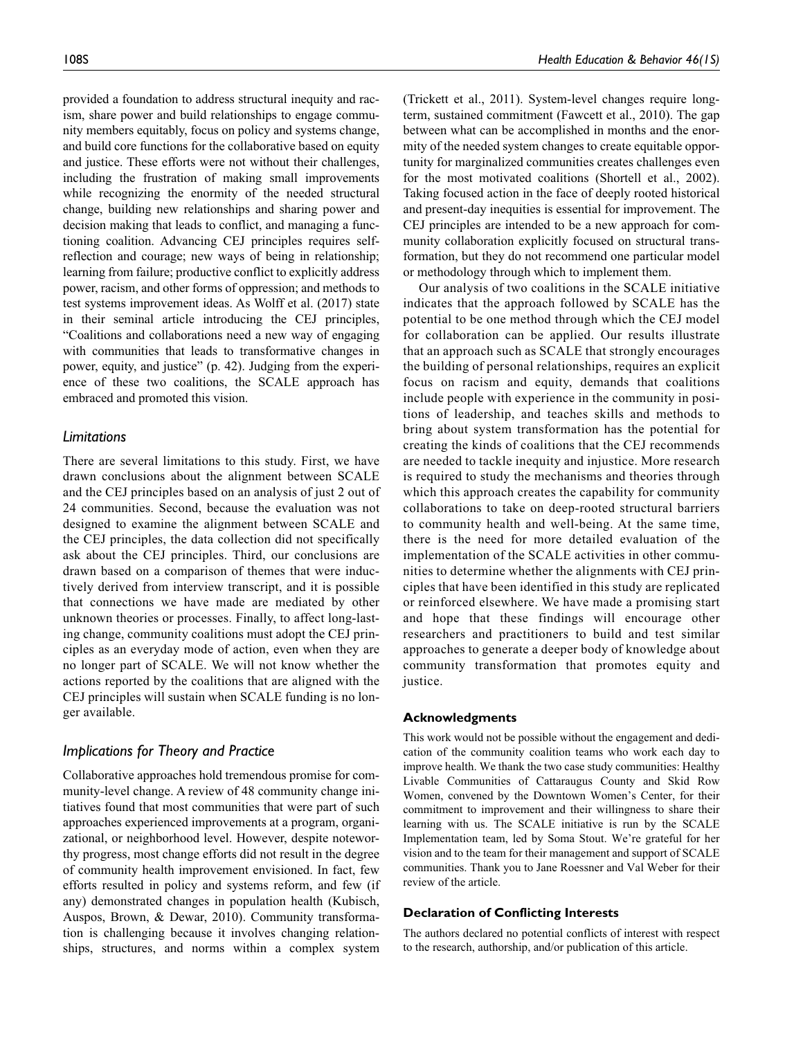provided a foundation to address structural inequity and racism, share power and build relationships to engage community members equitably, focus on policy and systems change, and build core functions for the collaborative based on equity and justice. These efforts were not without their challenges, including the frustration of making small improvements while recognizing the enormity of the needed structural change, building new relationships and sharing power and decision making that leads to conflict, and managing a functioning coalition. Advancing CEJ principles requires self-reflection and courage; new ways of being in relationship; learning from failure; productive conflict to explicitly address power, racism, and other forms of oppression; and methods to test systems improvement ideas. As Wolff et al. (2017) state in their seminal article introducing the CEJ principles, "Coalitions and collaborations need a new way of engaging with communities that leads to transformative changes in power, equity, and justice" (p. 42). Judging from the experience of these two coalitions, the SCALE approach has embraced and promoted this vision.

### *Limitations*

There are several limitations to this study. First, we have drawn conclusions about the alignment between SCALE and the CEJ principles based on an analysis of just 2 out of 24 communities. Second, because the evaluation was not designed to examine the alignment between SCALE and the CEJ principles, the data collection did not specifically ask about the CEJ principles. Third, our conclusions are drawn based on a comparison of themes that were inductively derived from interview transcript, and it is possible that connections we have made are mediated by other unknown theories or processes. Finally, to affect long-lasting change, community coalitions must adopt the CEJ principles as an everyday mode of action, even when they are no longer part of SCALE. We will not know whether the actions reported by the coalitions that are aligned with the CEJ principles will sustain when SCALE funding is no longer available.

### *Implications for Theory and Practice*

Collaborative approaches hold tremendous promise for community-level change. A review of 48 community change initiatives found that most communities that were part of such approaches experienced improvements at a program, organizational, or neighborhood level. However, despite noteworthy progress, most change efforts did not result in the degree of community health improvement envisioned. In fact, few efforts resulted in policy and systems reform, and few (if any) demonstrated changes in population health (Kubisch, Auspos, Brown, & Dewar, 2010). Community transformation is challenging because it involves changing relationships, structures, and norms within a complex system (Trickett et al., 2011). System-level changes require long-term, sustained commitment (Fawcett et al., 2010). The gap between what can be accomplished in months and the enormity of the needed system changes to create equitable opportunity for marginalized communities creates challenges even for the most motivated coalitions (Shortell et al., 2002). Taking focused action in the face of deeply rooted historical and present-day inequities is essential for improvement. The CEJ principles are intended to be a new approach for community collaboration explicitly focused on structural transformation, but they do not recommend one particular model or methodology through which to implement them.

Our analysis of two coalitions in the SCALE initiative indicates that the approach followed by SCALE has the potential to be one method through which the CEJ model for collaboration can be applied. Our results illustrate that an approach such as SCALE that strongly encourages the building of personal relationships, requires an explicit focus on racism and equity, demands that coalitions include people with experience in the community in positions of leadership, and teaches skills and methods to bring about system transformation has the potential for creating the kinds of coalitions that the CEJ recommends are needed to tackle inequity and injustice. More research is required to study the mechanisms and theories through which this approach creates the capability for community collaborations to take on deep-rooted structural barriers to community health and well-being. At the same time, there is the need for more detailed evaluation of the implementation of the SCALE activities in other communities to determine whether the alignments with CEJ principles that have been identified in this study are replicated or reinforced elsewhere. We have made a promising start and hope that these findings will encourage other researchers and practitioners to build and test similar approaches to generate a deeper body of knowledge about community transformation that promotes equity and justice.

#### **Acknowledgments**

This work would not be possible without the engagement and dedication of the community coalition teams who work each day to improve health. We thank the two case study communities: Healthy Livable Communities of Cattaraugus County and Skid Row Women, convened by the Downtown Women's Center, for their commitment to improvement and their willingness to share their learning with us. The SCALE initiative is run by the SCALE Implementation team, led by Soma Stout. We're grateful for her vision and to the team for their management and support of SCALE communities. Thank you to Jane Roessner and Val Weber for their review of the article.

#### **Declaration of Conflicting Interests**

The authors declared no potential conflicts of interest with respect to the research, authorship, and/or publication of this article.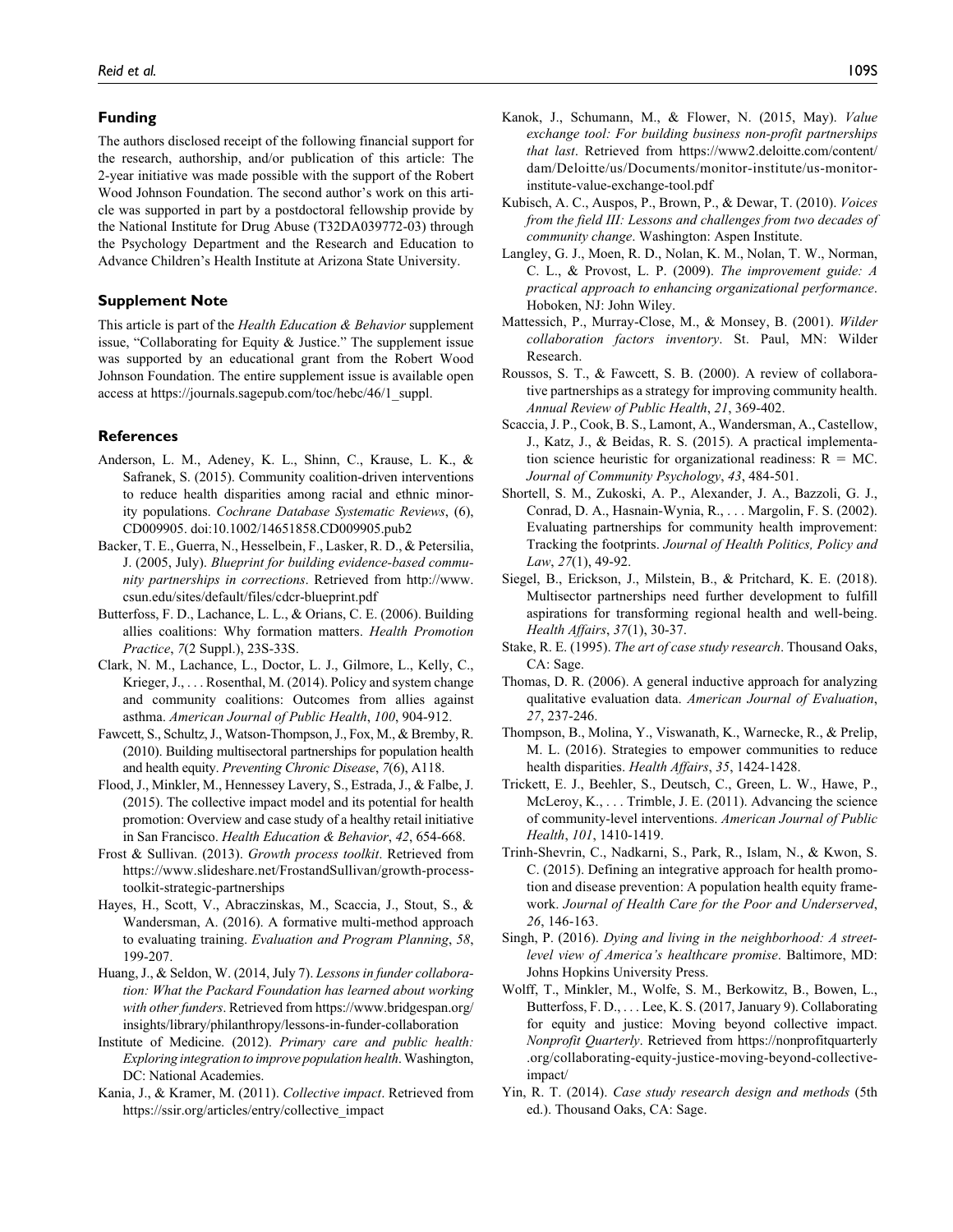## Funding

The authors disclosed receipt of the following financial support for the research, authorship, and/or publication of this article: The 2-year initiative was made possible with the support of the Robert Wood Johnson Foundation. The second author's work on this article was supported in part by a postdoctoral fellowship provide by the National Institute for Drug Abuse (T32DA039772-03) through the Psychology Department and the Research and Education to Advance Children's Health Institute at Arizona State University.

## Supplement Note

This article is part of the *Health Education & Behavior* supplement issue, "Collaborating for Equity & Justice." The supplement issue was supported by an educational grant from the Robert Wood Johnson Foundation. The entire supplement issue is available open access at https://journals.sagepub.com/toc/hebc/46/1_suppl.

## References

Anderson, L. M., Adeney, K. L., Shinn, C., Krause, L. K., & Safranek, S. (2015). Community coalition-driven interventions to reduce health disparities among racial and ethnic minority populations. *Cochrane Database Systematic Reviews*, (6), CD009905. doi:10.1002/14651858.CD009905.pub2

Backer, T. E., Guerra, N., Hesselbein, F., Lasker, R. D., & Petersilia, J. (2005, July). *Blueprint for building evidence-based community partnerships in corrections*. Retrieved from http://www.csun.edu/sites/default/files/cdcr-blueprint.pdf

Butterfoss, F. D., Lachance, L. L., & Orians, C. E. (2006). Building allies coalitions: Why formation matters. *Health Promotion Practice*, *7*(2 Suppl.), 23S-33S.

Clark, N. M., Lachance, L., Doctor, L. J., Gilmore, L., Kelly, C., Krieger, J., . . . Rosenthal, M. (2014). Policy and system change and community coalitions: Outcomes from allies against asthma. *American Journal of Public Health*, *100*, 904-912.

Fawcett, S., Schultz, J., Watson-Thompson, J., Fox, M., & Bremby, R. (2010). Building multisectoral partnerships for population health and health equity. *Preventing Chronic Disease*, *7*(6), A118.

Flood, J., Minkler, M., Hennessey Lavery, S., Estrada, J., & Falbe, J. (2015). The collective impact model and its potential for health promotion: Overview and case study of a healthy retail initiative in San Francisco. *Health Education & Behavior*, *42*, 654-668.

Frost & Sullivan. (2013). *Growth process toolkit*. Retrieved from https://www.slideshare.net/FrostandSullivan/growth-process-toolkit-strategic-partnerships

Hayes, H., Scott, V., Abraczinskas, M., Scaccia, J., Stout, S., & Wandersman, A. (2016). A formative multi-method approach to evaluating training. *Evaluation and Program Planning*, *58*, 199-207.

Huang, J., & Seldon, W. (2014, July 7). *Lessons in funder collaboration: What the Packard Foundation has learned about working with other funders*. Retrieved from https://www.bridgespan.org/insights/library/philanthropy/lessons-in-funder-collaboration

Institute of Medicine. (2012). *Primary care and public health: Exploring integration to improve population health*. Washington, DC: National Academies.

Kania, J., & Kramer, M. (2011). *Collective impact*. Retrieved from https://ssir.org/articles/entry/collective_impact

Kanok, J., Schumann, M., & Flower, N. (2015, May). *Value exchange tool: For building business non-profit partnerships that last*. Retrieved from https://www2.deloitte.com/content/dam/Deloitte/us/Documents/monitor-institute/us-monitor-institute-value-exchange-tool.pdf

Kubisch, A. C., Auspos, P., Brown, P., & Dewar, T. (2010). *Voices from the field III: Lessons and challenges from two decades of community change*. Washington: Aspen Institute.

Langley, G. J., Moen, R. D., Nolan, K. M., Nolan, T. W., Norman, C. L., & Provost, L. P. (2009). *The improvement guide: A practical approach to enhancing organizational performance*. Hoboken, NJ: John Wiley.

Mattessich, P., Murray-Close, M., & Monsey, B. (2001). *Wilder collaboration factors inventory*. St. Paul, MN: Wilder Research.

Roussos, S. T., & Fawcett, S. B. (2000). A review of collaborative partnerships as a strategy for improving community health. *Annual Review of Public Health*, *21*, 369-402.

Scaccia, J. P., Cook, B. S., Lamont, A., Wandersman, A., Castellow, J., Katz, J., & Beidas, R. S. (2015). A practical implementation science heuristic for organizational readiness: R = MC. *Journal of Community Psychology*, *43*, 484-501.

Shortell, S. M., Zukoski, A. P., Alexander, J. A., Bazzoli, G. J., Conrad, D. A., Hasnain-Wynia, R., . . . Margolin, F. S. (2002). Evaluating partnerships for community health improvement: Tracking the footprints. *Journal of Health Politics, Policy and Law*, *27*(1), 49-92.

Siegel, B., Erickson, J., Milstein, B., & Pritchard, K. E. (2018). Multisector partnerships need further development to fulfill aspirations for transforming regional health and well-being. *Health Affairs*, *37*(1), 30-37.

Stake, R. E. (1995). *The art of case study research*. Thousand Oaks, CA: Sage.

Thomas, D. R. (2006). A general inductive approach for analyzing qualitative evaluation data. *American Journal of Evaluation*, *27*, 237-246.

Thompson, B., Molina, Y., Viswanath, K., Warnecke, R., & Prelip, M. L. (2016). Strategies to empower communities to reduce health disparities. *Health Affairs*, *35*, 1424-1428.

Trickett, E. J., Beehler, S., Deutsch, C., Green, L. W., Hawe, P., McLeroy, K., . . . Trimble, J. E. (2011). Advancing the science of community-level interventions. *American Journal of Public Health*, *101*, 1410-1419.

Trinh-Shevrin, C., Nadkarni, S., Park, R., Islam, N., & Kwon, S. C. (2015). Defining an integrative approach for health promotion and disease prevention: A population health equity framework. *Journal of Health Care for the Poor and Underserved*, *26*, 146-163.

Singh, P. (2016). *Dying and living in the neighborhood: A street-level view of America's healthcare promise*. Baltimore, MD: Johns Hopkins University Press.

Wolff, T., Minkler, M., Wolfe, S. M., Berkowitz, B., Bowen, L., Butterfoss, F. D., . . . Lee, K. S. (2017, January 9). Collaborating for equity and justice: Moving beyond collective impact. *Nonprofit Quarterly*. Retrieved from https://nonprofitquarterly.org/collaborating-equity-justice-moving-beyond-collective-impact/

Yin, R. T. (2014). *Case study research design and methods* (5th ed.). Thousand Oaks, CA: Sage.